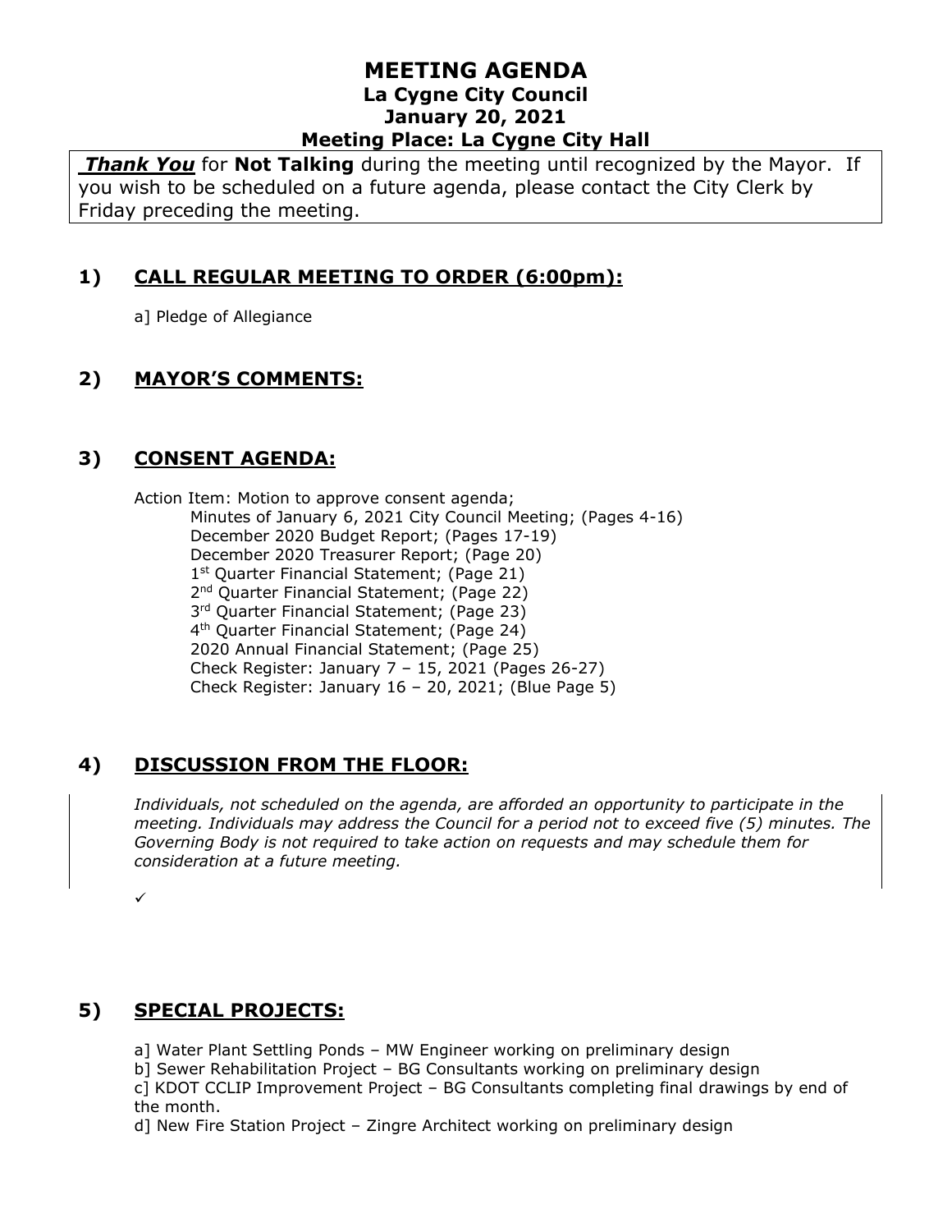# MEETING AGENDA

## La Cygne City Council
## January 20, 2021
## Meeting Place: La Cygne City Hall

***Thank You*** for **Not Talking** during the meeting until recognized by the Mayor. If you wish to be scheduled on a future agenda, please contact the City Clerk by Friday preceding the meeting.

## 1) CALL REGULAR MEETING TO ORDER (6:00pm):

a] Pledge of Allegiance

## 2) MAYOR'S COMMENTS:

## 3) CONSENT AGENDA:

Action Item: Motion to approve consent agenda;

- Minutes of January 6, 2021 City Council Meeting; (Pages 4-16)
- December 2020 Budget Report; (Pages 17-19)
- December 2020 Treasurer Report; (Page 20)
- 1st Quarter Financial Statement; (Page 21)
- 2nd Quarter Financial Statement; (Page 22)
- 3rd Quarter Financial Statement; (Page 23)
- 4th Quarter Financial Statement; (Page 24)
- 2020 Annual Financial Statement; (Page 25)
- Check Register: January 7 – 15, 2021 (Pages 26-27)
- Check Register: January 16 – 20, 2021; (Blue Page 5)

## 4) DISCUSSION FROM THE FLOOR:

*Individuals, not scheduled on the agenda, are afforded an opportunity to participate in the meeting. Individuals may address the Council for a period not to exceed five (5) minutes. The Governing Body is not required to take action on requests and may schedule them for consideration at a future meeting.*

✓

## 5) SPECIAL PROJECTS:

a] Water Plant Settling Ponds – MW Engineer working on preliminary design

b] Sewer Rehabilitation Project – BG Consultants working on preliminary design

c] KDOT CCLIP Improvement Project – BG Consultants completing final drawings by end of the month.

d] New Fire Station Project – Zingre Architect working on preliminary design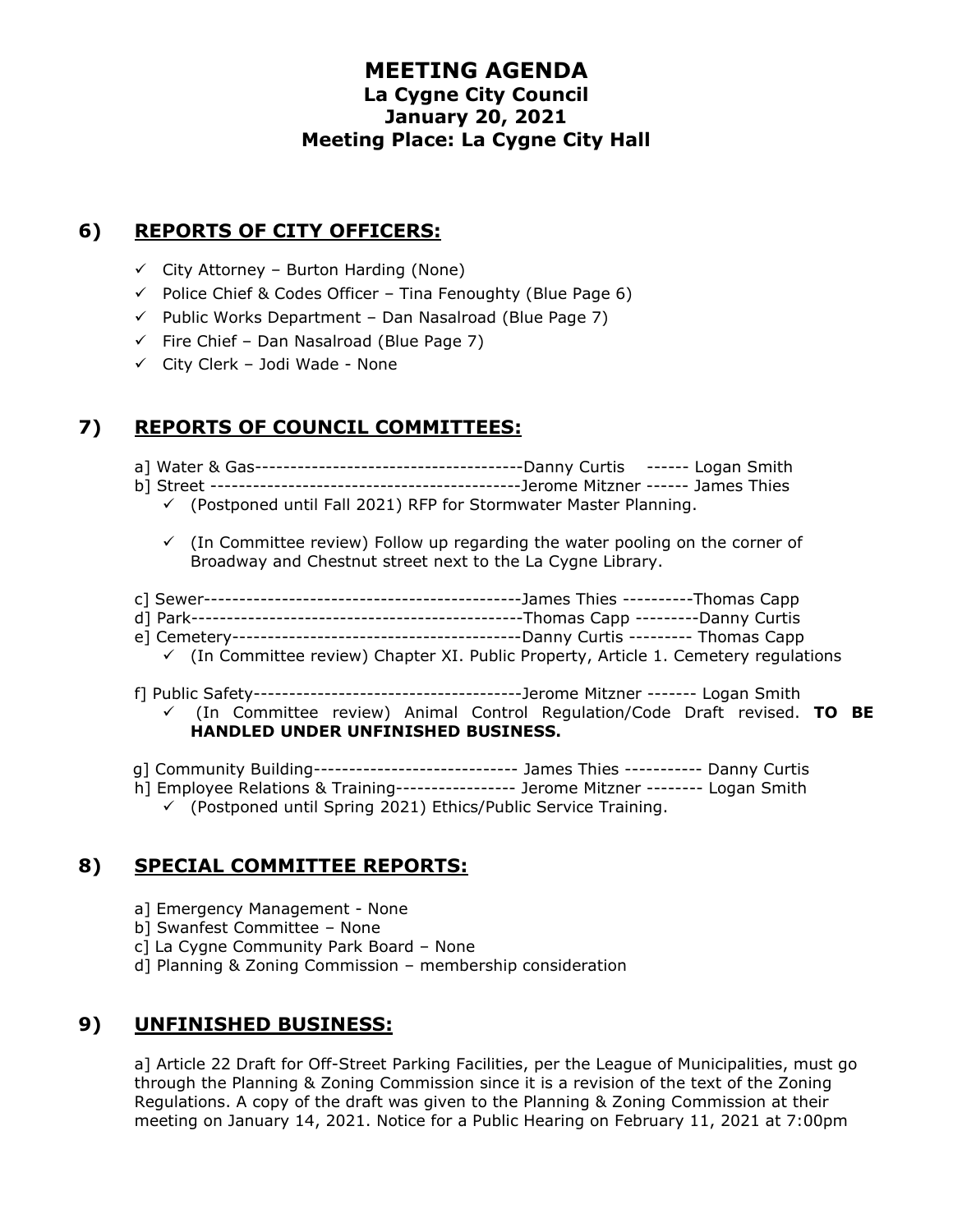# MEETING AGENDA
## La Cygne City Council
## January 20, 2021
## Meeting Place: La Cygne City Hall

## 6) REPORTS OF CITY OFFICERS:

- ✓ City Attorney – Burton Harding (None)
- ✓ Police Chief & Codes Officer – Tina Fenoughty (Blue Page 6)
- ✓ Public Works Department – Dan Nasalroad (Blue Page 7)
- ✓ Fire Chief – Dan Nasalroad (Blue Page 7)
- ✓ City Clerk – Jodi Wade - None

## 7) REPORTS OF COUNCIL COMMITTEES:

a] Water & Gas--------------------------------------Danny Curtis ------ Logan Smith

b] Street --------------------------------------------Jerome Mitzner ------ James Thies

- ✓ (Postponed until Fall 2021) RFP for Stormwater Master Planning.
- ✓ (In Committee review) Follow up regarding the water pooling on the corner of Broadway and Chestnut street next to the La Cygne Library.

c] Sewer---------------------------------------------James Thies ----------Thomas Capp

d] Park-----------------------------------------------Thomas Capp ---------Danny Curtis

e] Cemetery-----------------------------------------Danny Curtis --------- Thomas Capp

- ✓ (In Committee review) Chapter XI. Public Property, Article 1. Cemetery regulations

f] Public Safety--------------------------------------Jerome Mitzner ------- Logan Smith

- ✓ (In Committee review) Animal Control Regulation/Code Draft revised. **TO BE HANDLED UNDER UNFINISHED BUSINESS.**

g] Community Building----------------------------- James Thies ----------- Danny Curtis

h] Employee Relations & Training----------------- Jerome Mitzner -------- Logan Smith

- ✓ (Postponed until Spring 2021) Ethics/Public Service Training.

## 8) SPECIAL COMMITTEE REPORTS:

a] Emergency Management - None

b] Swanfest Committee – None

c] La Cygne Community Park Board – None

d] Planning & Zoning Commission – membership consideration

## 9) UNFINISHED BUSINESS:

a] Article 22 Draft for Off-Street Parking Facilities, per the League of Municipalities, must go through the Planning & Zoning Commission since it is a revision of the text of the Zoning Regulations. A copy of the draft was given to the Planning & Zoning Commission at their meeting on January 14, 2021. Notice for a Public Hearing on February 11, 2021 at 7:00pm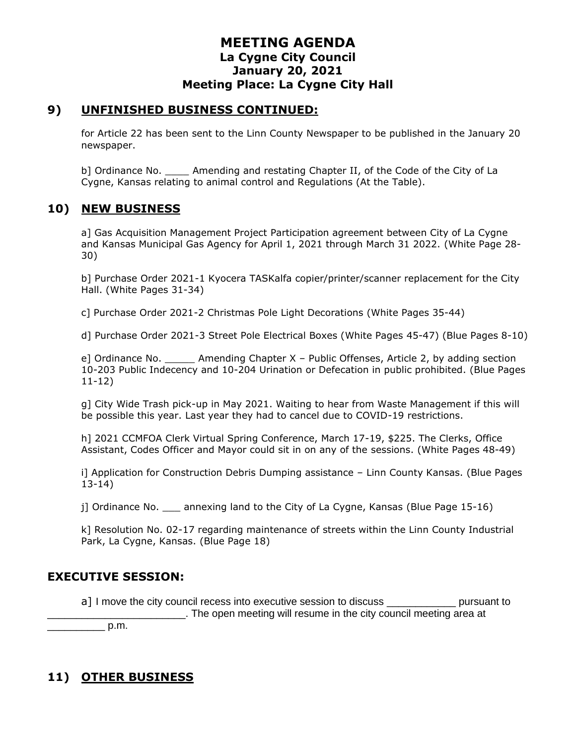# MEETING AGENDA
## La Cygne City Council
## January 20, 2021
## Meeting Place: La Cygne City Hall

## 9) UNFINISHED BUSINESS CONTINUED:

for Article 22 has been sent to the Linn County Newspaper to be published in the January 20 newspaper.

b] Ordinance No. ____ Amending and restating Chapter II, of the Code of the City of La Cygne, Kansas relating to animal control and Regulations (At the Table).

## 10) NEW BUSINESS

a] Gas Acquisition Management Project Participation agreement between City of La Cygne and Kansas Municipal Gas Agency for April 1, 2021 through March 31 2022. (White Page 28-30)

b] Purchase Order 2021-1 Kyocera TASKalfa copier/printer/scanner replacement for the City Hall. (White Pages 31-34)

c] Purchase Order 2021-2 Christmas Pole Light Decorations (White Pages 35-44)

d] Purchase Order 2021-3 Street Pole Electrical Boxes (White Pages 45-47) (Blue Pages 8-10)

e] Ordinance No. _____ Amending Chapter X – Public Offenses, Article 2, by adding section 10-203 Public Indecency and 10-204 Urination or Defecation in public prohibited. (Blue Pages 11-12)

g] City Wide Trash pick-up in May 2021. Waiting to hear from Waste Management if this will be possible this year. Last year they had to cancel due to COVID-19 restrictions.

h] 2021 CCMFOA Clerk Virtual Spring Conference, March 17-19, $225. The Clerks, Office Assistant, Codes Officer and Mayor could sit in on any of the sessions. (White Pages 48-49)

i] Application for Construction Debris Dumping assistance – Linn County Kansas. (Blue Pages 13-14)

j] Ordinance No. ___ annexing land to the City of La Cygne, Kansas (Blue Page 15-16)

k] Resolution No. 02-17 regarding maintenance of streets within the Linn County Industrial Park, La Cygne, Kansas. (Blue Page 18)

## EXECUTIVE SESSION:

a] I move the city council recess into executive session to discuss ____________ pursuant to ________________________. The open meeting will resume in the city council meeting area at __________ p.m.

## 11) OTHER BUSINESS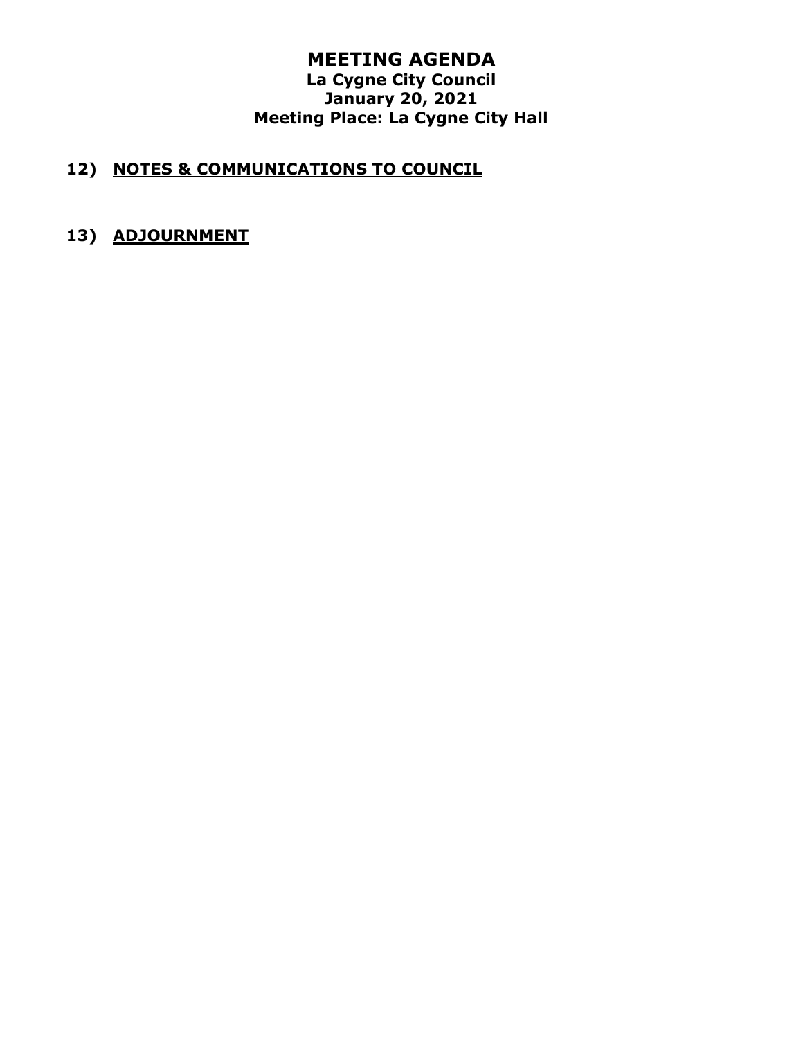# MEETING AGENDA

**La Cygne City Council**
**January 20, 2021**
**Meeting Place: La Cygne City Hall**

## 12) NOTES & COMMUNICATIONS TO COUNCIL

## 13) ADJOURNMENT